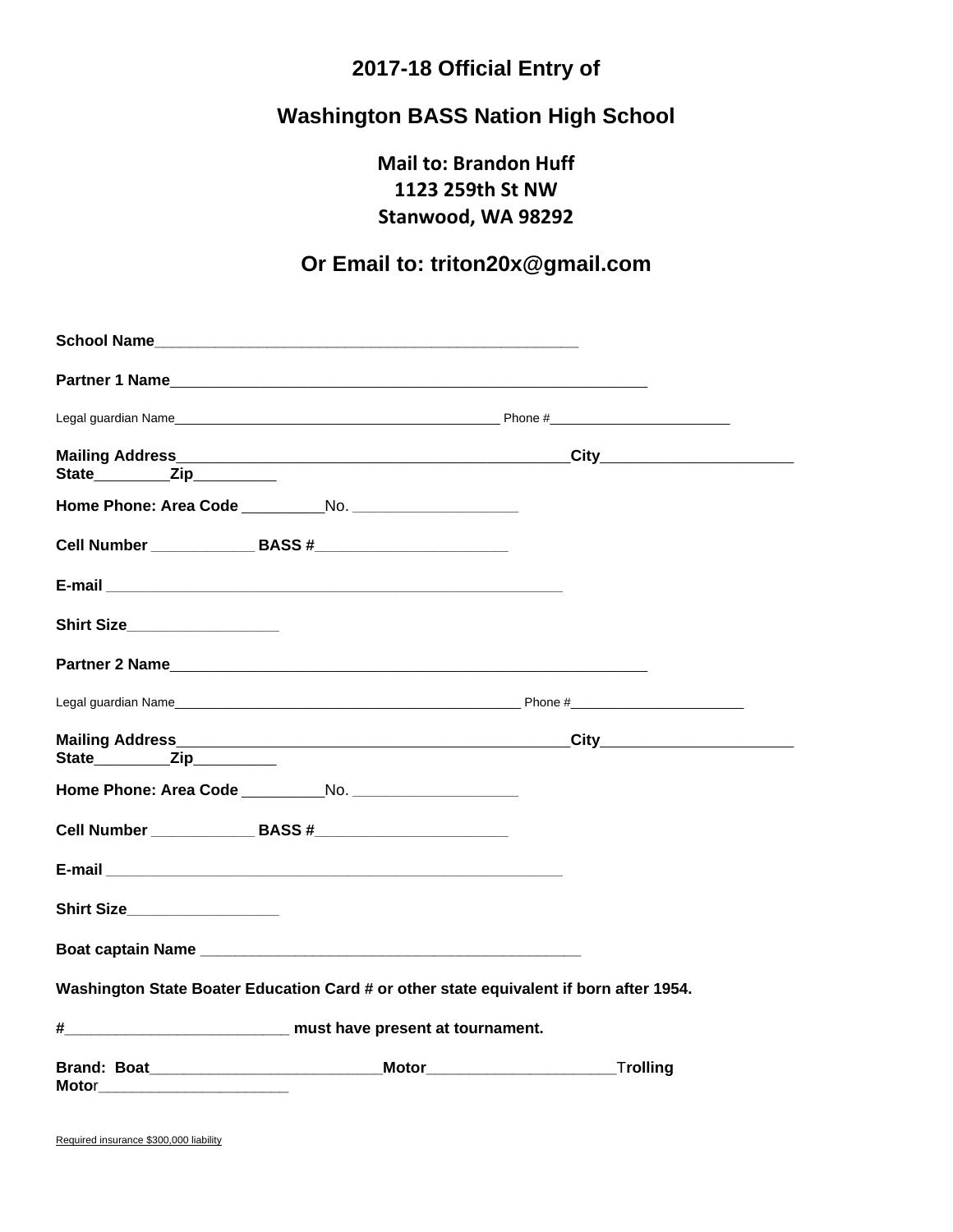# 2017-18 Official Entry of

# Washington BASS Nation High School

**Mail to: Brandon Huff**
**1123 259th St NW**
**Stanwood, WA 98292**

**Or Email to: triton20x@gmail.com**

**School Name**___________________________________________________

**Partner 1 Name**_________________________________________________________

Legal guardian Name______________________________________________ Phone #_________________________

**Mailing Address**_______________________________________________**City**______________________ **State**________**Zip**_________

**Home Phone: Area Code** _________No. __________________

**Cell Number** ___________ **BASS #**_____________________

**E-mail** _______________________________________________________

**Shirt Size**________________

**Partner 2 Name**_________________________________________________________

Legal guardian Name_________________________________________________ Phone #_______________________

**Mailing Address**_______________________________________________**City**______________________ **State**________**Zip**_________

**Home Phone: Area Code** _________No. __________________

**Cell Number** ___________ **BASS #**_____________________

**E-mail** _______________________________________________________

**Shirt Size**________________

**Boat captain Name** _____________________________________________

**Washington State Boater Education Card # or other state equivalent if born after 1954.**

**#**__________________________ **must have present at tournament.**

**Brand: Boat**___________________________**Motor**_____________________T**rolling Motor**______________________

Required insurance $300,000 liability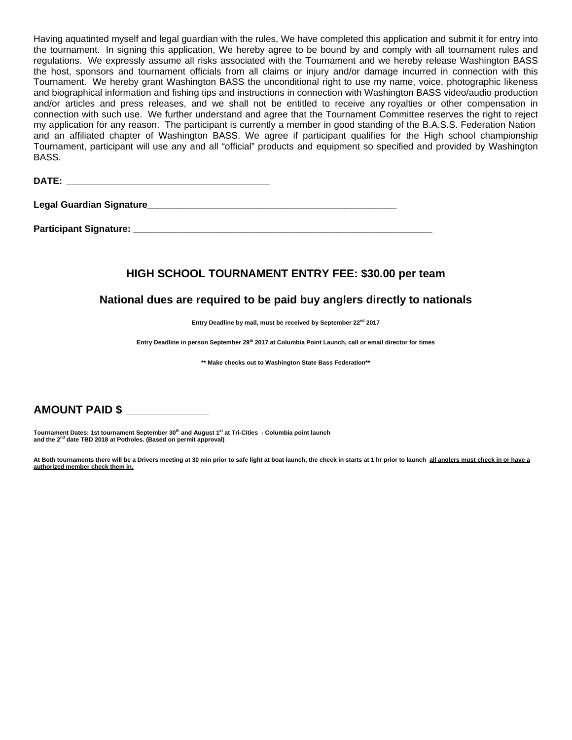Having aquatinted myself and legal guardian with the rules, We have completed this application and submit it for entry into the tournament. In signing this application, We hereby agree to be bound by and comply with all tournament rules and regulations. We expressly assume all risks associated with the Tournament and we hereby release Washington BASS the host, sponsors and tournament officials from all claims or injury and/or damage incurred in connection with this Tournament. We hereby grant Washington BASS the unconditional right to use my name, voice, photographic likeness and biographical information and fishing tips and instructions in connection with Washington BASS video/audio production and/or articles and press releases, and we shall not be entitled to receive any royalties or other compensation in connection with such use. We further understand and agree that the Tournament Committee reserves the right to reject my application for any reason. The participant is currently a member in good standing of the B.A.S.S. Federation Nation and an affiliated chapter of Washington BASS. We agree if participant qualifies for the High school championship Tournament, participant will use any and all "official" products and equipment so specified and provided by Washington BASS.

**DATE: ______________________________________**

**Legal Guardian Signature______________________________________________**

**Participant Signature: _______________________________________________________**

## HIGH SCHOOL TOURNAMENT ENTRY FEE: $30.00 per team

## National dues are required to be paid buy anglers directly to nationals

**Entry Deadline by mail, must be received by September 22nd 2017**

**Entry Deadline in person September 29th 2017 at Columbia Point Launch, call or email director for times**

**\*\* Make checks out to Washington State Bass Federation\*\***

## AMOUNT PAID $ _____________

**Tournament Dates: 1st tournament September 30th and August 1st at Tri-Cities - Columbia point launch and the 2nd date TBD 2018 at Potholes. (Based on permit approval)**

**At Both tournaments there will be a Drivers meeting at 30 min prior to safe light at boat launch, the check in starts at 1 hr prior to launch <u>all anglers must check in or have a authorized member check them in.</u>**